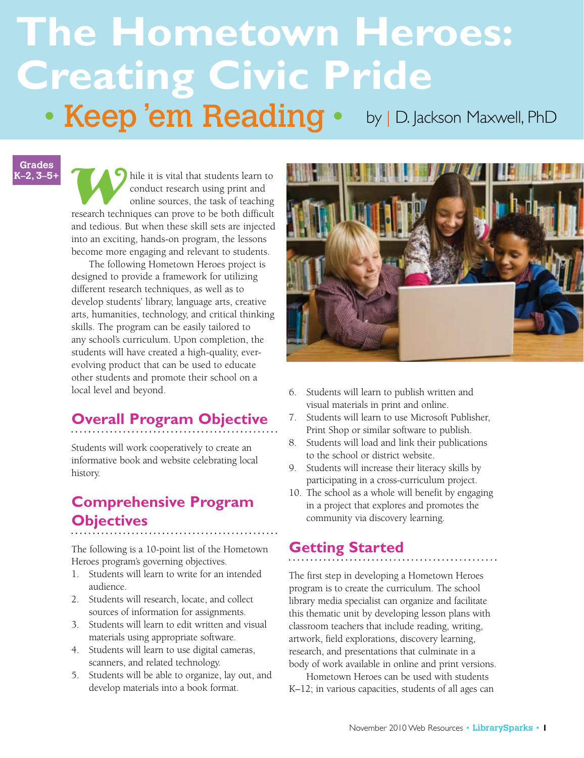# The Hometown Heroes: Creating Civic Pride

**• Keep 'em Reading •** by | D. Jackson Maxwell, PhD

**Grades K–2, 3–5+**

While it is vital that students learn to conduct research using print and online sources, the task of teaching research techniques can prove to be both difficult and tedious. But when these skill sets are injected into an exciting, hands-on program, the lessons become more engaging and relevant to students.

The following Hometown Heroes project is designed to provide a framework for utilizing different research techniques, as well as to develop students' library, language arts, creative arts, humanities, technology, and critical thinking skills. The program can be easily tailored to any school's curriculum. Upon completion, the students will have created a high-quality, ever-evolving product that can be used to educate other students and promote their school on a local level and beyond.

## Overall Program Objective

Students will work cooperatively to create an informative book and website celebrating local history.

## Comprehensive Program Objectives

The following is a 10-point list of the Hometown Heroes program's governing objectives.

1. Students will learn to write for an intended audience.
2. Students will research, locate, and collect sources of information for assignments.
3. Students will learn to edit written and visual materials using appropriate software.
4. Students will learn to use digital cameras, scanners, and related technology.
5. Students will be able to organize, lay out, and develop materials into a book format.
6. Students will learn to publish written and visual materials in print and online.
7. Students will learn to use Microsoft Publisher, Print Shop or similar software to publish.
8. Students will load and link their publications to the school or district website.
9. Students will increase their literacy skills by participating in a cross-curriculum project.
10. The school as a whole will benefit by engaging in a project that explores and promotes the community via discovery learning.

## Getting Started

The first step in developing a Hometown Heroes program is to create the curriculum. The school library media specialist can organize and facilitate this thematic unit by developing lesson plans with classroom teachers that include reading, writing, artwork, field explorations, discovery learning, research, and presentations that culminate in a body of work available in online and print versions.

Hometown Heroes can be used with students K–12; in various capacities, students of all ages can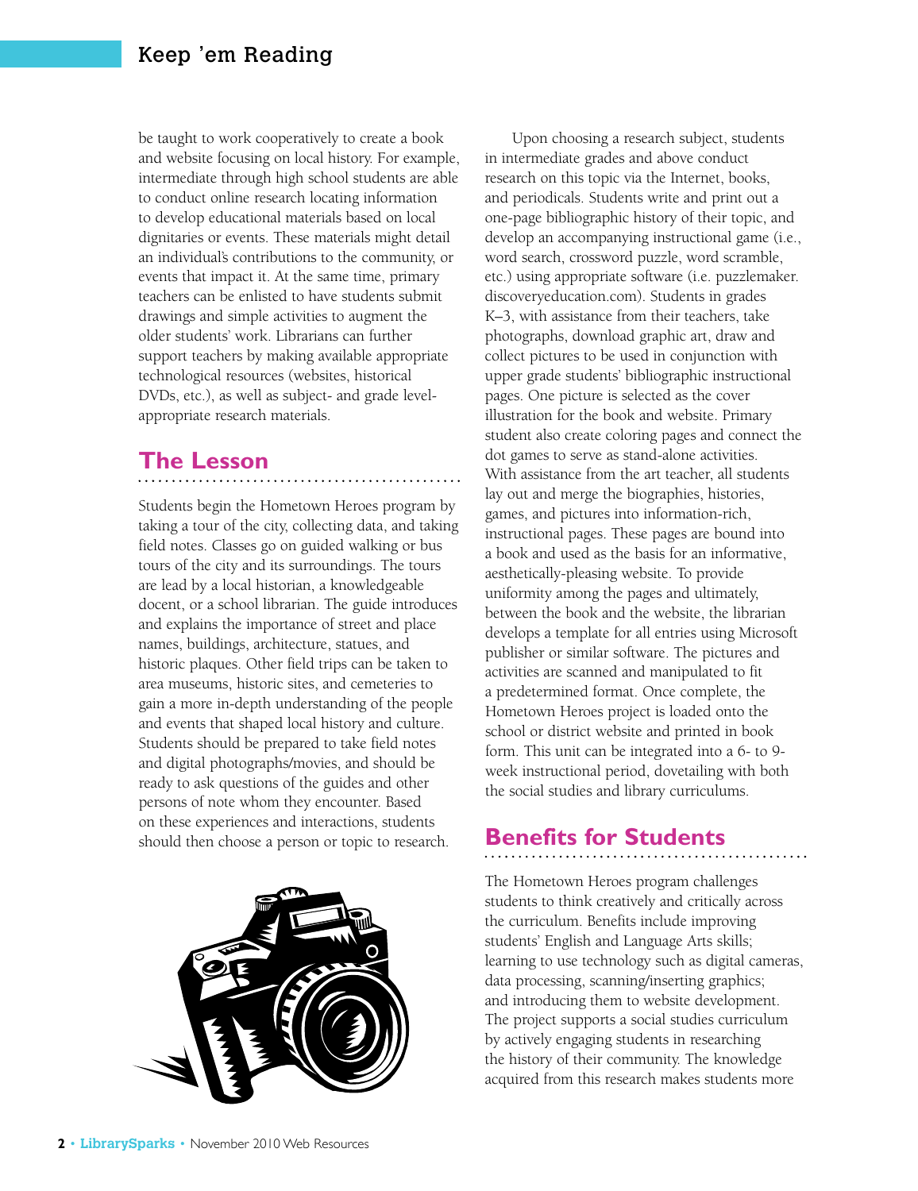be taught to work cooperatively to create a book and website focusing on local history. For example, intermediate through high school students are able to conduct online research locating information to develop educational materials based on local dignitaries or events. These materials might detail an individual's contributions to the community, or events that impact it. At the same time, primary teachers can be enlisted to have students submit drawings and simple activities to augment the older students' work. Librarians can further support teachers by making available appropriate technological resources (websites, historical DVDs, etc.), as well as subject- and grade level-appropriate research materials.

## The Lesson

Students begin the Hometown Heroes program by taking a tour of the city, collecting data, and taking field notes. Classes go on guided walking or bus tours of the city and its surroundings. The tours are lead by a local historian, a knowledgeable docent, or a school librarian. The guide introduces and explains the importance of street and place names, buildings, architecture, statues, and historic plaques. Other field trips can be taken to area museums, historic sites, and cemeteries to gain a more in-depth understanding of the people and events that shaped local history and culture. Students should be prepared to take field notes and digital photographs/movies, and should be ready to ask questions of the guides and other persons of note whom they encounter. Based on these experiences and interactions, students should then choose a person or topic to research.

Upon choosing a research subject, students in intermediate grades and above conduct research on this topic via the Internet, books, and periodicals. Students write and print out a one-page bibliographic history of their topic, and develop an accompanying instructional game (i.e., word search, crossword puzzle, word scramble, etc.) using appropriate software (i.e. puzzlemaker.discoveryeducation.com). Students in grades K–3, with assistance from their teachers, take photographs, download graphic art, draw and collect pictures to be used in conjunction with upper grade students' bibliographic instructional pages. One picture is selected as the cover illustration for the book and website. Primary student also create coloring pages and connect the dot games to serve as stand-alone activities. With assistance from the art teacher, all students lay out and merge the biographies, histories, games, and pictures into information-rich, instructional pages. These pages are bound into a book and used as the basis for an informative, aesthetically-pleasing website. To provide uniformity among the pages and ultimately, between the book and the website, the librarian develops a template for all entries using Microsoft publisher or similar software. The pictures and activities are scanned and manipulated to fit a predetermined format. Once complete, the Hometown Heroes project is loaded onto the school or district website and printed in book form. This unit can be integrated into a 6- to 9-week instructional period, dovetailing with both the social studies and library curriculums.

## Benefits for Students

The Hometown Heroes program challenges students to think creatively and critically across the curriculum. Benefits include improving students' English and Language Arts skills; learning to use technology such as digital cameras, data processing, scanning/inserting graphics; and introducing them to website development. The project supports a social studies curriculum by actively engaging students in researching the history of their community. The knowledge acquired from this research makes students more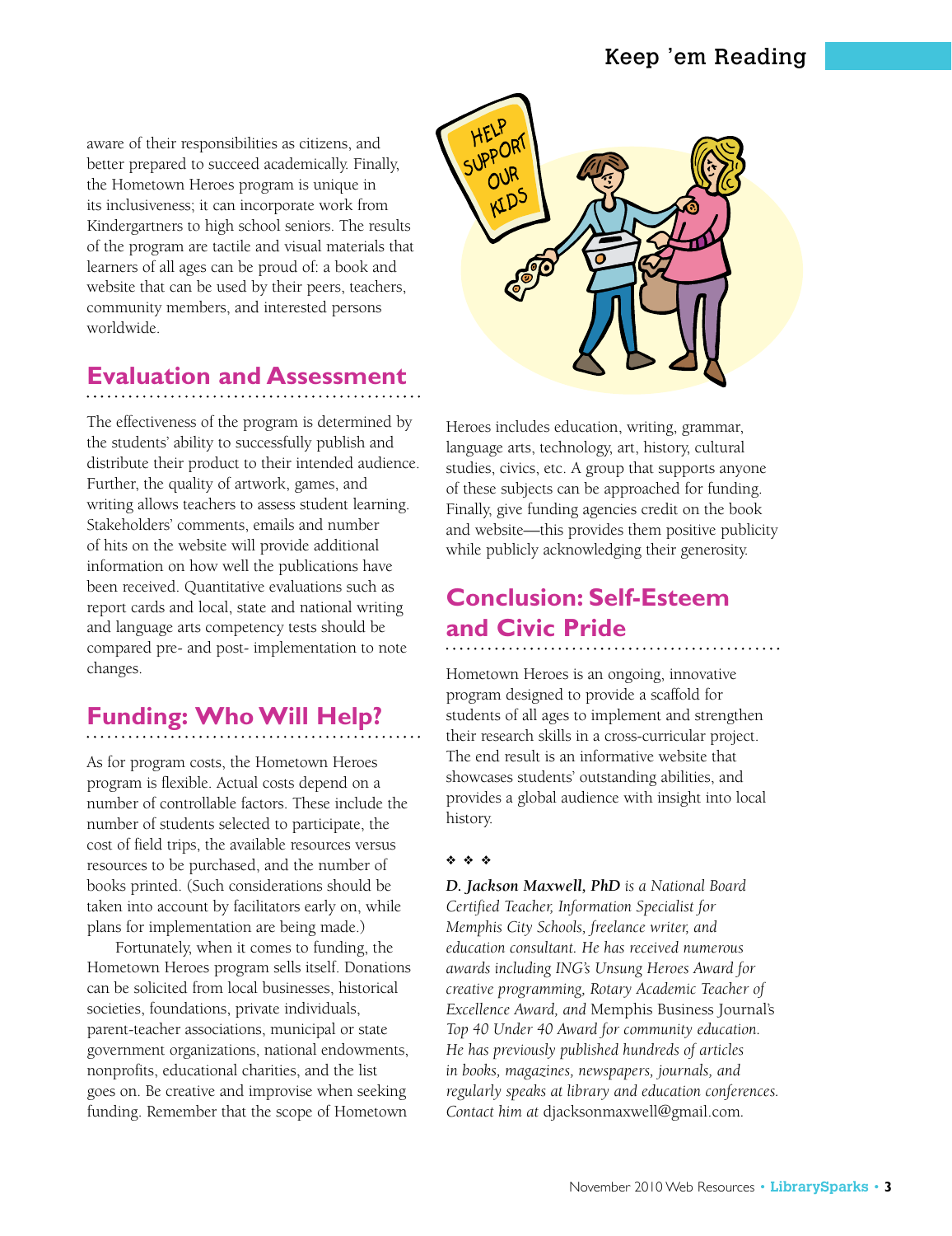aware of their responsibilities as citizens, and better prepared to succeed academically. Finally, the Hometown Heroes program is unique in its inclusiveness; it can incorporate work from Kindergartners to high school seniors. The results of the program are tactile and visual materials that learners of all ages can be proud of: a book and website that can be used by their peers, teachers, community members, and interested persons worldwide.

## Evaluation and Assessment

The effectiveness of the program is determined by the students' ability to successfully publish and distribute their product to their intended audience. Further, the quality of artwork, games, and writing allows teachers to assess student learning. Stakeholders' comments, emails and number of hits on the website will provide additional information on how well the publications have been received. Quantitative evaluations such as report cards and local, state and national writing and language arts competency tests should be compared pre- and post- implementation to note changes.

## Funding: Who Will Help?

As for program costs, the Hometown Heroes program is flexible. Actual costs depend on a number of controllable factors. These include the number of students selected to participate, the cost of field trips, the available resources versus resources to be purchased, and the number of books printed. (Such considerations should be taken into account by facilitators early on, while plans for implementation are being made.)

Fortunately, when it comes to funding, the Hometown Heroes program sells itself. Donations can be solicited from local businesses, historical societies, foundations, private individuals, parent-teacher associations, municipal or state government organizations, national endowments, nonprofits, educational charities, and the list goes on. Be creative and improvise when seeking funding. Remember that the scope of Hometown Heroes includes education, writing, grammar, language arts, technology, art, history, cultural studies, civics, etc. A group that supports anyone of these subjects can be approached for funding. Finally, give funding agencies credit on the book and website—this provides them positive publicity while publicly acknowledging their generosity.

## Conclusion: Self-Esteem and Civic Pride

Hometown Heroes is an ongoing, innovative program designed to provide a scaffold for students of all ages to implement and strengthen their research skills in a cross-curricular project. The end result is an informative website that showcases students' outstanding abilities, and provides a global audience with insight into local history.

❖ ❖ ❖

***D. Jackson Maxwell, PhD*** *is a National Board Certified Teacher, Information Specialist for Memphis City Schools, freelance writer, and education consultant. He has received numerous awards including ING's Unsung Heroes Award for creative programming, Rotary Academic Teacher of Excellence Award, and* Memphis Business Journal's *Top 40 Under 40 Award for community education. He has previously published hundreds of articles in books, magazines, newspapers, journals, and regularly speaks at library and education conferences. Contact him at* djacksonmaxwell@gmail.com.